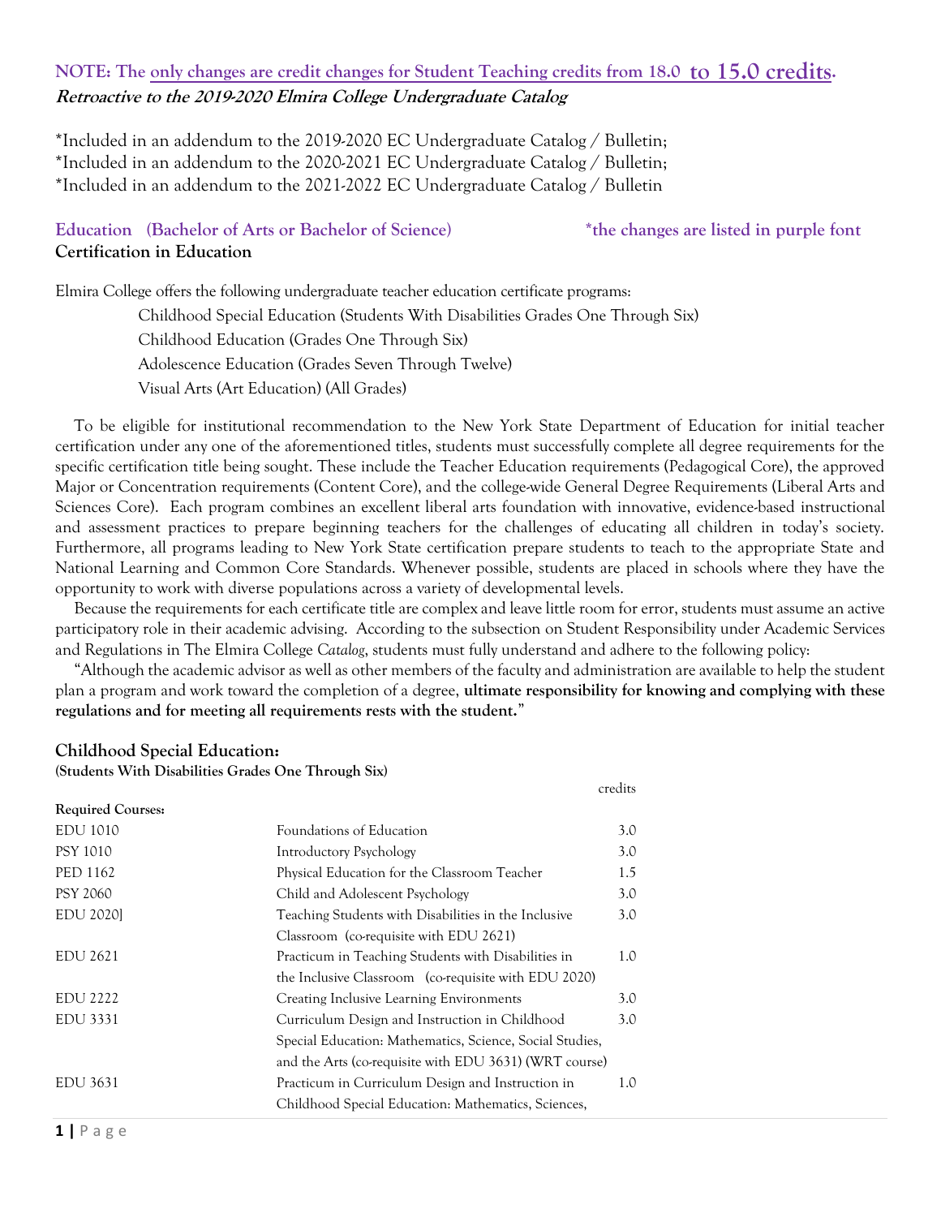**NOTE: The only changes are credit changes for Student Teaching credits from 18.0 to 15.0 credits.**
***Retroactive to the 2019-2020 Elmira College Undergraduate Catalog***

*Included in an addendum to the 2019-2020 EC Undergraduate Catalog / Bulletin;
*Included in an addendum to the 2020-2021 EC Undergraduate Catalog / Bulletin;
*Included in an addendum to the 2021-2022 EC Undergraduate Catalog / Bulletin

## Education (Bachelor of Arts or Bachelor of Science)

*the changes are listed in purple font

**Certification in Education**

Elmira College offers the following undergraduate teacher education certificate programs:

- Childhood Special Education (Students With Disabilities Grades One Through Six)
- Childhood Education (Grades One Through Six)
- Adolescence Education (Grades Seven Through Twelve)
- Visual Arts (Art Education) (All Grades)

To be eligible for institutional recommendation to the New York State Department of Education for initial teacher certification under any one of the aforementioned titles, students must successfully complete all degree requirements for the specific certification title being sought. These include the Teacher Education requirements (Pedagogical Core), the approved Major or Concentration requirements (Content Core), and the college-wide General Degree Requirements (Liberal Arts and Sciences Core). Each program combines an excellent liberal arts foundation with innovative, evidence-based instructional and assessment practices to prepare beginning teachers for the challenges of educating all children in today's society. Furthermore, all programs leading to New York State certification prepare students to teach to the appropriate State and National Learning and Common Core Standards. Whenever possible, students are placed in schools where they have the opportunity to work with diverse populations across a variety of developmental levels.

Because the requirements for each certificate title are complex and leave little room for error, students must assume an active participatory role in their academic advising. According to the subsection on Student Responsibility under Academic Services and Regulations in The Elmira College *Catalog*, students must fully understand and adhere to the following policy:

"Although the academic advisor as well as other members of the faculty and administration are available to help the student plan a program and work toward the completion of a degree, **ultimate responsibility for knowing and complying with these regulations and for meeting all requirements rests with the student.**"

### Childhood Special Education:

**(Students With Disabilities Grades One Through Six)**

| **Required Courses:** | | credits |
|---|---|---|
| EDU 1010 | Foundations of Education | 3.0 |
| PSY 1010 | Introductory Psychology | 3.0 |
| PED 1162 | Physical Education for the Classroom Teacher | 1.5 |
| PSY 2060 | Child and Adolescent Psychology | 3.0 |
| EDU 2020] | Teaching Students with Disabilities in the Inclusive Classroom (co-requisite with EDU 2621) | 3.0 |
| EDU 2621 | Practicum in Teaching Students with Disabilities in the Inclusive Classroom (co-requisite with EDU 2020) | 1.0 |
| EDU 2222 | Creating Inclusive Learning Environments | 3.0 |
| EDU 3331 | Curriculum Design and Instruction in Childhood Special Education: Mathematics, Science, Social Studies, and the Arts (co-requisite with EDU 3631) (WRT course) | 3.0 |
| EDU 3631 | Practicum in Curriculum Design and Instruction in Childhood Special Education: Mathematics, Sciences, | 1.0 |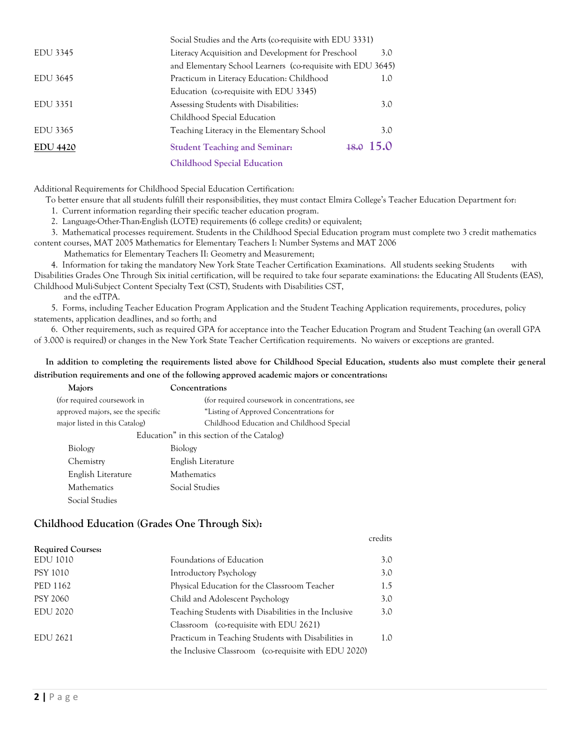| | | |
|---|---|---|
| | Social Studies and the Arts (co-requisite with EDU 3331) | |
| EDU 3345 | Literacy Acquisition and Development for Preschool and Elementary School Learners (co-requisite with EDU 3645) | 3.0 |
| EDU 3645 | Practicum in Literacy Education: Childhood Education (co-requisite with EDU 3345) | 1.0 |
| EDU 3351 | Assessing Students with Disabilities: Childhood Special Education | 3.0 |
| EDU 3365 | Teaching Literacy in the Elementary School | 3.0 |
| **EDU 4420** | **Student Teaching and Seminar: Childhood Special Education** | ~~18.0~~ **15.0** |

Additional Requirements for Childhood Special Education Certification:

To better ensure that all students fulfill their responsibilities, they must contact Elmira College's Teacher Education Department for:

1. Current information regarding their specific teacher education program.
2. Language-Other-Than-English (LOTE) requirements (6 college credits) or equivalent;
3. Mathematical processes requirement. Students in the Childhood Special Education program must complete two 3 credit mathematics content courses, MAT 2005 Mathematics for Elementary Teachers I: Number Systems and MAT 2006 Mathematics for Elementary Teachers II: Geometry and Measurement;
4. Information for taking the mandatory New York State Teacher Certification Examinations. All students seeking Students with Disabilities Grades One Through Six initial certification, will be required to take four separate examinations: the Educating All Students (EAS), Childhood Muli-Subject Content Specialty Text (CST), Students with Disabilities CST, and the edTPA.
5. Forms, including Teacher Education Program Application and the Student Teaching Application requirements, procedures, policy statements, application deadlines, and so forth; and
6. Other requirements, such as required GPA for acceptance into the Teacher Education Program and Student Teaching (an overall GPA of 3.000 is required) or changes in the New York State Teacher Certification requirements. No waivers or exceptions are granted.

**In addition to completing the requirements listed above for Childhood Special Education, students also must complete their general distribution requirements and one of the following approved academic majors or concentrations:**

| **Majors** | **Concentrations** |
|---|---|
| (for required coursework in approved majors, see the specific major listed in this Catalog) | (for required coursework in concentrations, see "Listing of Approved Concentrations for Childhood Education and Childhood Special Education" in this section of the Catalog) |
| Biology | Biology |
| Chemistry | English Literature |
| English Literature | Mathematics |
| Mathematics | Social Studies |
| Social Studies | |

## Childhood Education (Grades One Through Six):

| **Required Courses:** | | credits |
|---|---|---|
| EDU 1010 | Foundations of Education | 3.0 |
| PSY 1010 | Introductory Psychology | 3.0 |
| PED 1162 | Physical Education for the Classroom Teacher | 1.5 |
| PSY 2060 | Child and Adolescent Psychology | 3.0 |
| EDU 2020 | Teaching Students with Disabilities in the Inclusive Classroom (co-requisite with EDU 2621) | 3.0 |
| EDU 2621 | Practicum in Teaching Students with Disabilities in the Inclusive Classroom (co-requisite with EDU 2020) | 1.0 |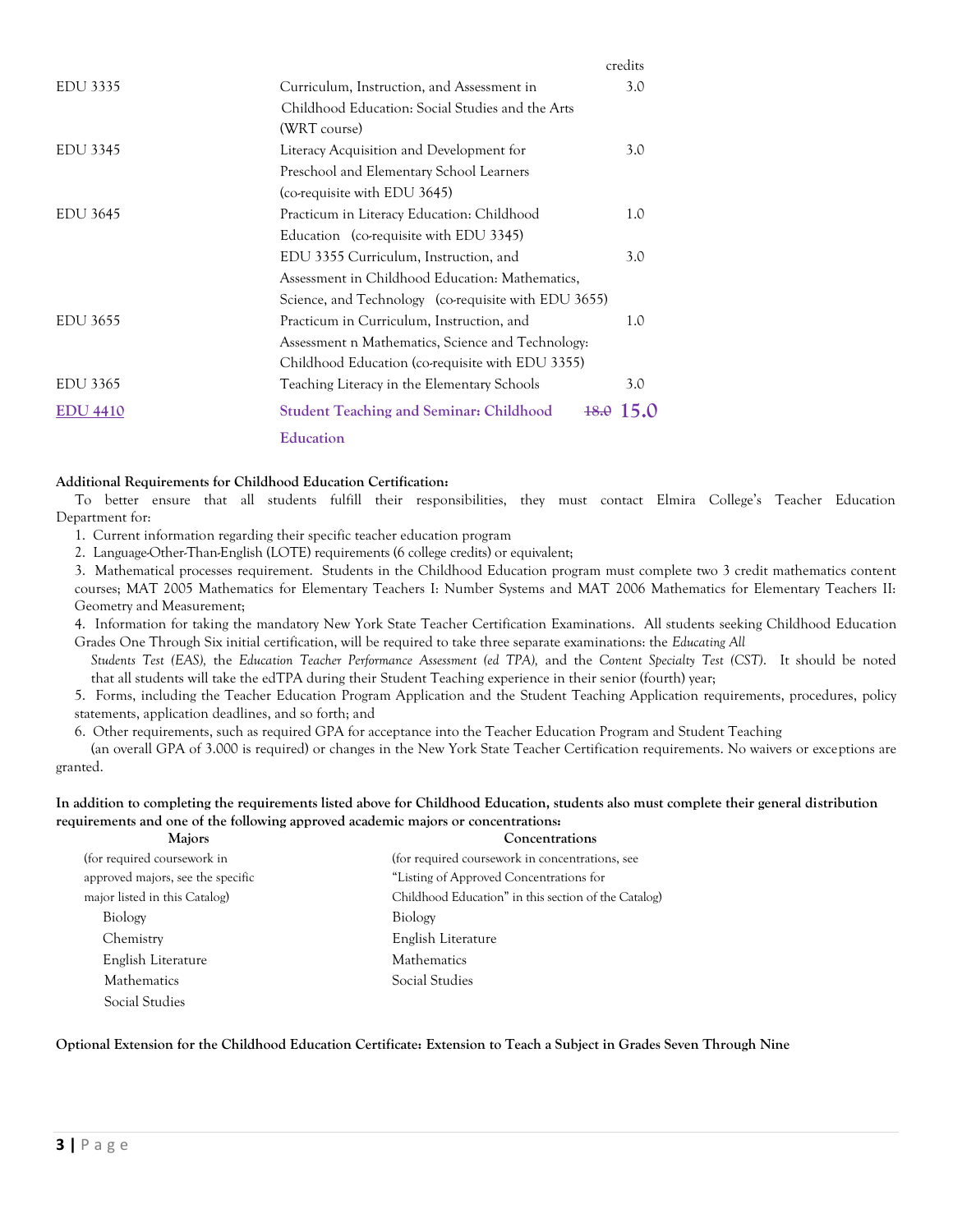| | | credits |
|---|---|---|
| EDU 3335 | Curriculum, Instruction, and Assessment in Childhood Education: Social Studies and the Arts (WRT course) | 3.0 |
| EDU 3345 | Literacy Acquisition and Development for Preschool and Elementary School Learners (co-requisite with EDU 3645) | 3.0 |
| EDU 3645 | Practicum in Literacy Education: Childhood Education (co-requisite with EDU 3345) | 1.0 |
| | EDU 3355 Curriculum, Instruction, and Assessment in Childhood Education: Mathematics, Science, and Technology (co-requisite with EDU 3655) | 3.0 |
| EDU 3655 | Practicum in Curriculum, Instruction, and Assessment n Mathematics, Science and Technology: Childhood Education (co-requisite with EDU 3355) | 1.0 |
| EDU 3365 | Teaching Literacy in the Elementary Schools | 3.0 |
| **EDU 4410** | **Student Teaching and Seminar: Childhood Education** | ~~18.0~~ **15.0** |

**Additional Requirements for Childhood Education Certification:**

To better ensure that all students fulfill their responsibilities, they must contact Elmira College's Teacher Education Department for:

1. Current information regarding their specific teacher education program
2. Language-Other-Than-English (LOTE) requirements (6 college credits) or equivalent;
3. Mathematical processes requirement. Students in the Childhood Education program must complete two 3 credit mathematics content courses; MAT 2005 Mathematics for Elementary Teachers I: Number Systems and MAT 2006 Mathematics for Elementary Teachers II: Geometry and Measurement;
4. Information for taking the mandatory New York State Teacher Certification Examinations. All students seeking Childhood Education Grades One Through Six initial certification, will be required to take three separate examinations: the *Educating All Students Test (EAS),* the *Education Teacher Performance Assessment (ed TPA),* and the *Content Specialty Test (CST).* It should be noted that all students will take the edTPA during their Student Teaching experience in their senior (fourth) year;
5. Forms, including the Teacher Education Program Application and the Student Teaching Application requirements, procedures, policy statements, application deadlines, and so forth; and
6. Other requirements, such as required GPA for acceptance into the Teacher Education Program and Student Teaching (an overall GPA of 3.000 is required) or changes in the New York State Teacher Certification requirements. No waivers or exceptions are granted.

**In addition to completing the requirements listed above for Childhood Education, students also must complete their general distribution requirements and one of the following approved academic majors or concentrations:**

| Majors | Concentrations |
|---|---|
| (for required coursework in approved majors, see the specific major listed in this Catalog) | (for required coursework in concentrations, see "Listing of Approved Concentrations for Childhood Education" in this section of the Catalog) |
| Biology | Biology |
| Chemistry | English Literature |
| English Literature | Mathematics |
| Mathematics | Social Studies |
| Social Studies | |

**Optional Extension for the Childhood Education Certificate: Extension to Teach a Subject in Grades Seven Through Nine**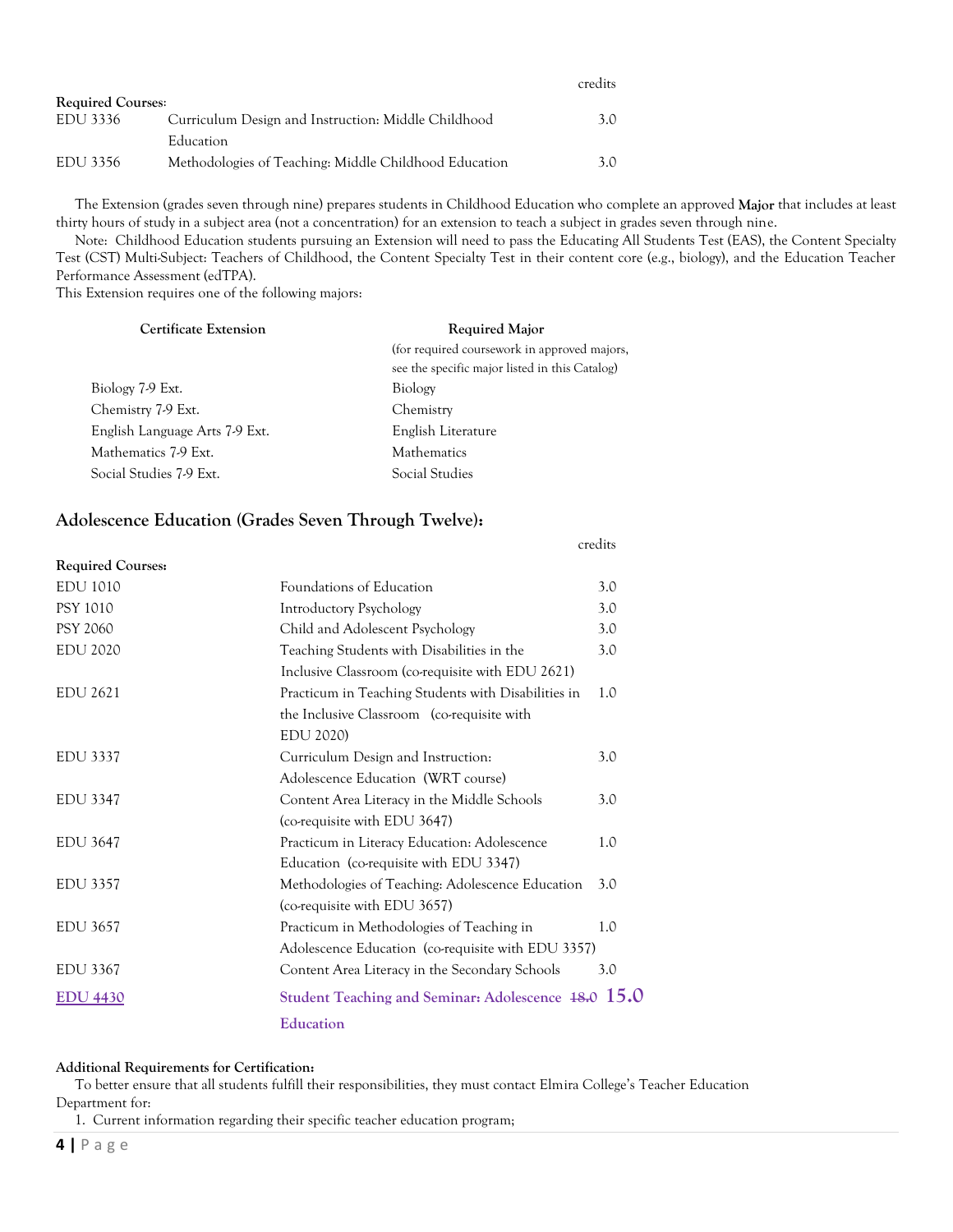| | | credits |
|---|---|---|
| **Required Courses**: | | |
| EDU 3336 | Curriculum Design and Instruction: Middle Childhood Education | 3.0 |
| EDU 3356 | Methodologies of Teaching: Middle Childhood Education | 3.0 |

The Extension (grades seven through nine) prepares students in Childhood Education who complete an approved **Major** that includes at least thirty hours of study in a subject area (not a concentration) for an extension to teach a subject in grades seven through nine.

Note: Childhood Education students pursuing an Extension will need to pass the Educating All Students Test (EAS), the Content Specialty Test (CST) Multi-Subject: Teachers of Childhood, the Content Specialty Test in their content core (e.g., biology), and the Education Teacher Performance Assessment (edTPA).

This Extension requires one of the following majors:

| **Certificate Extension** | **Required Major** (for required coursework in approved majors, see the specific major listed in this Catalog) |
|---|---|
| Biology 7-9 Ext. | Biology |
| Chemistry 7-9 Ext. | Chemistry |
| English Language Arts 7-9 Ext. | English Literature |
| Mathematics 7-9 Ext. | Mathematics |
| Social Studies 7-9 Ext. | Social Studies |

## Adolescence Education (Grades Seven Through Twelve):

| | | credits |
|---|---|---|
| **Required Courses:** | | |
| EDU 1010 | Foundations of Education | 3.0 |
| PSY 1010 | Introductory Psychology | 3.0 |
| PSY 2060 | Child and Adolescent Psychology | 3.0 |
| EDU 2020 | Teaching Students with Disabilities in the Inclusive Classroom (co-requisite with EDU 2621) | 3.0 |
| EDU 2621 | Practicum in Teaching Students with Disabilities in the Inclusive Classroom (co-requisite with EDU 2020) | 1.0 |
| EDU 3337 | Curriculum Design and Instruction: Adolescence Education (WRT course) | 3.0 |
| EDU 3347 | Content Area Literacy in the Middle Schools (co-requisite with EDU 3647) | 3.0 |
| EDU 3647 | Practicum in Literacy Education: Adolescence Education (co-requisite with EDU 3347) | 1.0 |
| EDU 3357 | Methodologies of Teaching: Adolescence Education (co-requisite with EDU 3657) | 3.0 |
| EDU 3657 | Practicum in Methodologies of Teaching in Adolescence Education (co-requisite with EDU 3357) | 1.0 |
| EDU 3367 | Content Area Literacy in the Secondary Schools | 3.0 |
| EDU 4430 | **Student Teaching and Seminar: Adolescence Education** | ~~18.0~~ **15.0** |

**Additional Requirements for Certification:**

To better ensure that all students fulfill their responsibilities, they must contact Elmira College's Teacher Education Department for:

1. Current information regarding their specific teacher education program;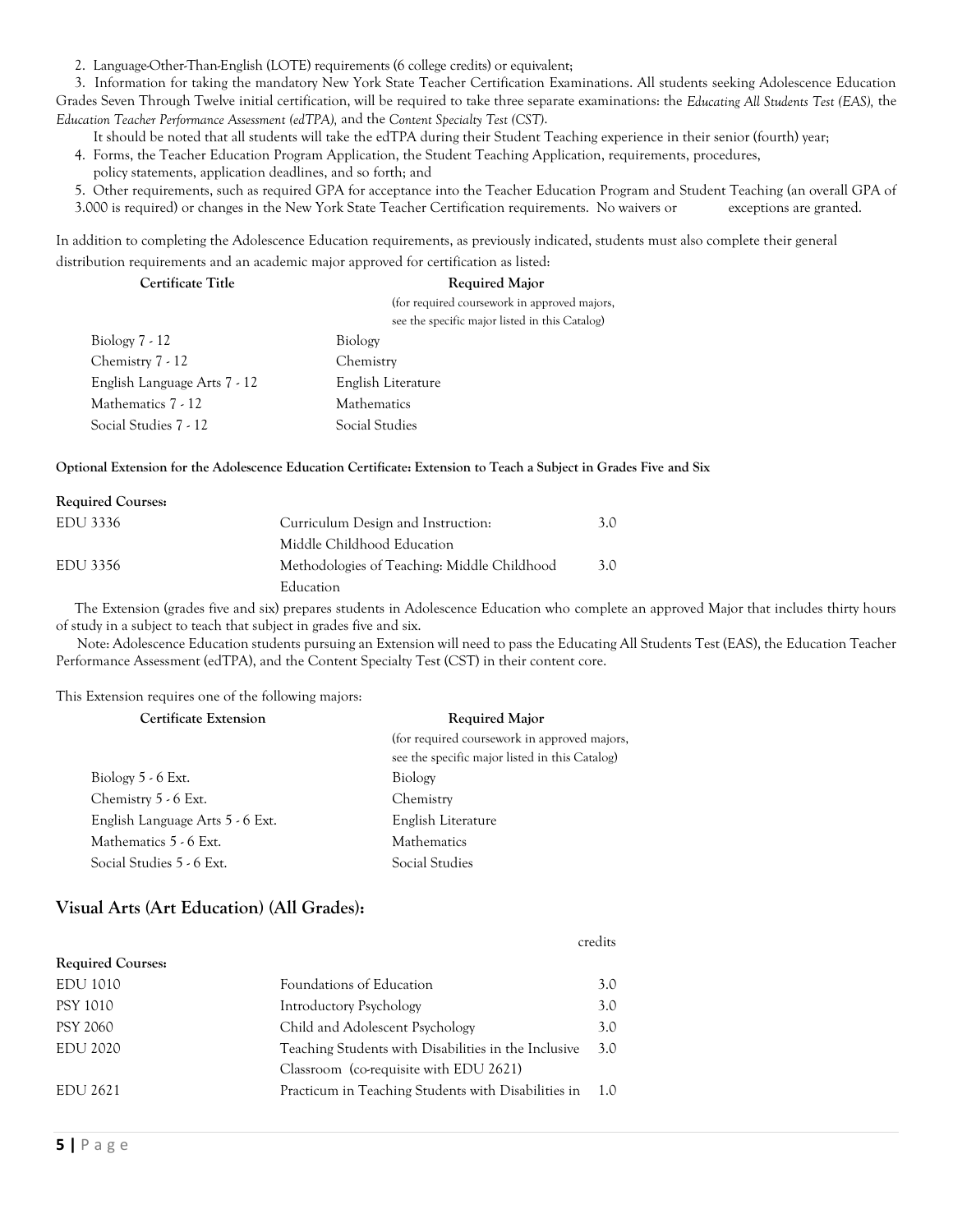2. Language-Other-Than-English (LOTE) requirements (6 college credits) or equivalent;
3. Information for taking the mandatory New York State Teacher Certification Examinations. All students seeking Adolescence Education Grades Seven Through Twelve initial certification, will be required to take three separate examinations: the *Educating All Students Test (EAS),* the *Education Teacher Performance Assessment (edTPA),* and the *Content Specialty Test (CST).*

   It should be noted that all students will take the edTPA during their Student Teaching experience in their senior (fourth) year;
4. Forms, the Teacher Education Program Application, the Student Teaching Application, requirements, procedures, policy statements, application deadlines, and so forth; and
5. Other requirements, such as required GPA for acceptance into the Teacher Education Program and Student Teaching (an overall GPA of 3.000 is required) or changes in the New York State Teacher Certification requirements. No waivers or exceptions are granted.

In addition to completing the Adolescence Education requirements, as previously indicated, students must also complete their general distribution requirements and an academic major approved for certification as listed:

| Certificate Title | Required Major (for required coursework in approved majors, see the specific major listed in this Catalog) |
|---|---|
| Biology 7 - 12 | Biology |
| Chemistry 7 - 12 | Chemistry |
| English Language Arts 7 - 12 | English Literature |
| Mathematics 7 - 12 | Mathematics |
| Social Studies 7 - 12 | Social Studies |

**Optional Extension for the Adolescence Education Certificate: Extension to Teach a Subject in Grades Five and Six**

**Required Courses:**

| | | |
|---|---|---|
| EDU 3336 | Curriculum Design and Instruction: Middle Childhood Education | 3.0 |
| EDU 3356 | Methodologies of Teaching: Middle Childhood Education | 3.0 |

The Extension (grades five and six) prepares students in Adolescence Education who complete an approved Major that includes thirty hours of study in a subject to teach that subject in grades five and six.

Note: Adolescence Education students pursuing an Extension will need to pass the Educating All Students Test (EAS), the Education Teacher Performance Assessment (edTPA), and the Content Specialty Test (CST) in their content core.

This Extension requires one of the following majors:

| Certificate Extension | Required Major (for required coursework in approved majors, see the specific major listed in this Catalog) |
|---|---|
| Biology 5 - 6 Ext. | Biology |
| Chemistry 5 - 6 Ext. | Chemistry |
| English Language Arts 5 - 6 Ext. | English Literature |
| Mathematics 5 - 6 Ext. | Mathematics |
| Social Studies 5 - 6 Ext. | Social Studies |

## Visual Arts (Art Education) (All Grades):

**Required Courses:**

| | | credits |
|---|---|---|
| EDU 1010 | Foundations of Education | 3.0 |
| PSY 1010 | Introductory Psychology | 3.0 |
| PSY 2060 | Child and Adolescent Psychology | 3.0 |
| EDU 2020 | Teaching Students with Disabilities in the Inclusive Classroom (co-requisite with EDU 2621) | 3.0 |
| EDU 2621 | Practicum in Teaching Students with Disabilities in | 1.0 |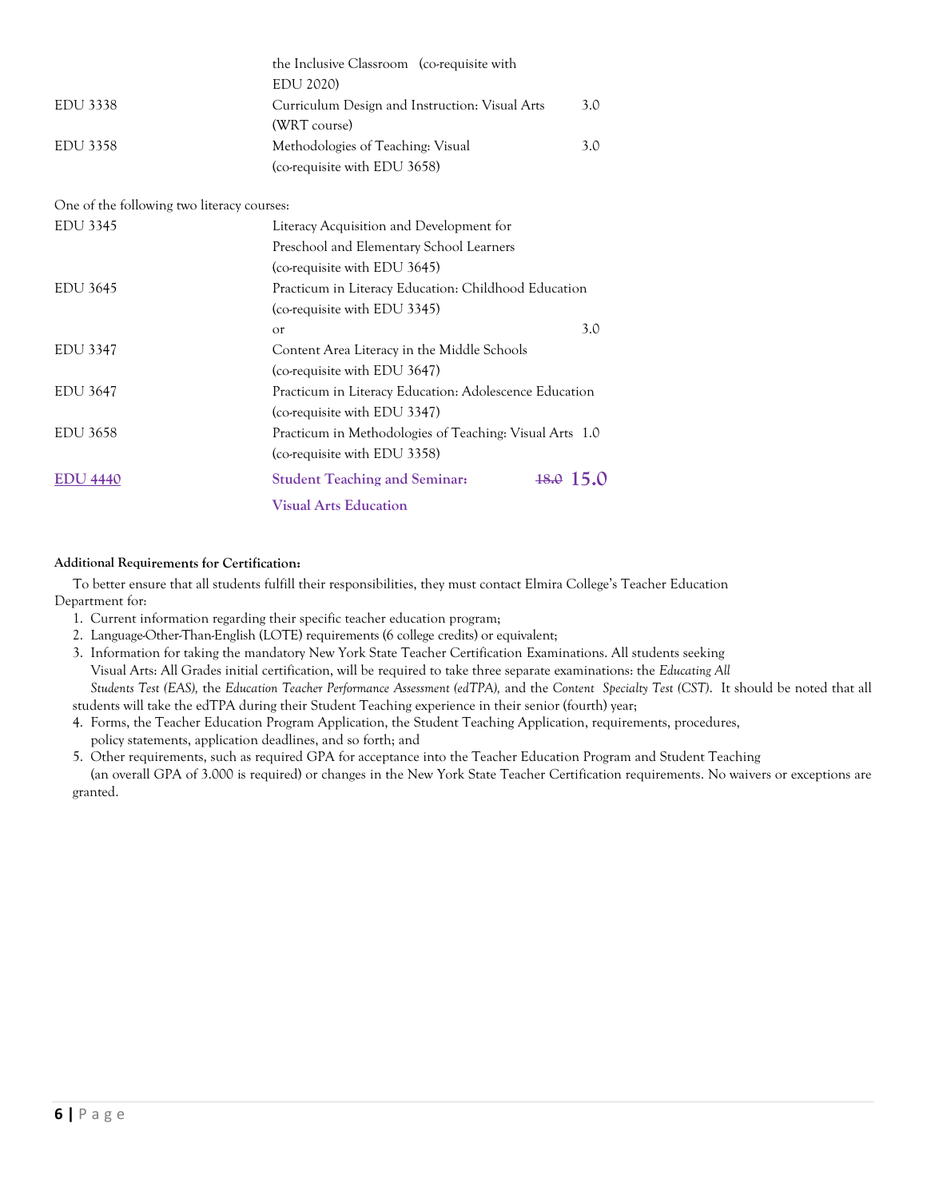| | | |
|---|---|---|
| | the Inclusive Classroom (co-requisite with EDU 2020) | |
| EDU 3338 | Curriculum Design and Instruction: Visual Arts (WRT course) | 3.0 |
| EDU 3358 | Methodologies of Teaching: Visual (co-requisite with EDU 3658) | 3.0 |

One of the following two literacy courses:

| | | |
|---|---|---|
| EDU 3345 | Literacy Acquisition and Development for Preschool and Elementary School Learners (co-requisite with EDU 3645) | |
| EDU 3645 | Practicum in Literacy Education: Childhood Education (co-requisite with EDU 3345) | |
| | or | 3.0 |
| EDU 3347 | Content Area Literacy in the Middle Schools (co-requisite with EDU 3647) | |
| EDU 3647 | Practicum in Literacy Education: Adolescence Education (co-requisite with EDU 3347) | |
| EDU 3658 | Practicum in Methodologies of Teaching: Visual Arts (co-requisite with EDU 3358) | 1.0 |
| **EDU 4440** | **Student Teaching and Seminar: Visual Arts Education** | ~~18.0~~ **15.0** |

**Additional Requirements for Certification:**

To better ensure that all students fulfill their responsibilities, they must contact Elmira College's Teacher Education Department for:

1. Current information regarding their specific teacher education program;
2. Language-Other-Than-English (LOTE) requirements (6 college credits) or equivalent;
3. Information for taking the mandatory New York State Teacher Certification Examinations. All students seeking Visual Arts: All Grades initial certification, will be required to take three separate examinations: the *Educating All Students Test (EAS),* the *Education Teacher Performance Assessment (edTPA),* and the *Content Specialty Test (CST).* It should be noted that all students will take the edTPA during their Student Teaching experience in their senior (fourth) year;
4. Forms, the Teacher Education Program Application, the Student Teaching Application, requirements, procedures, policy statements, application deadlines, and so forth; and
5. Other requirements, such as required GPA for acceptance into the Teacher Education Program and Student Teaching (an overall GPA of 3.000 is required) or changes in the New York State Teacher Certification requirements. No waivers or exceptions are granted.